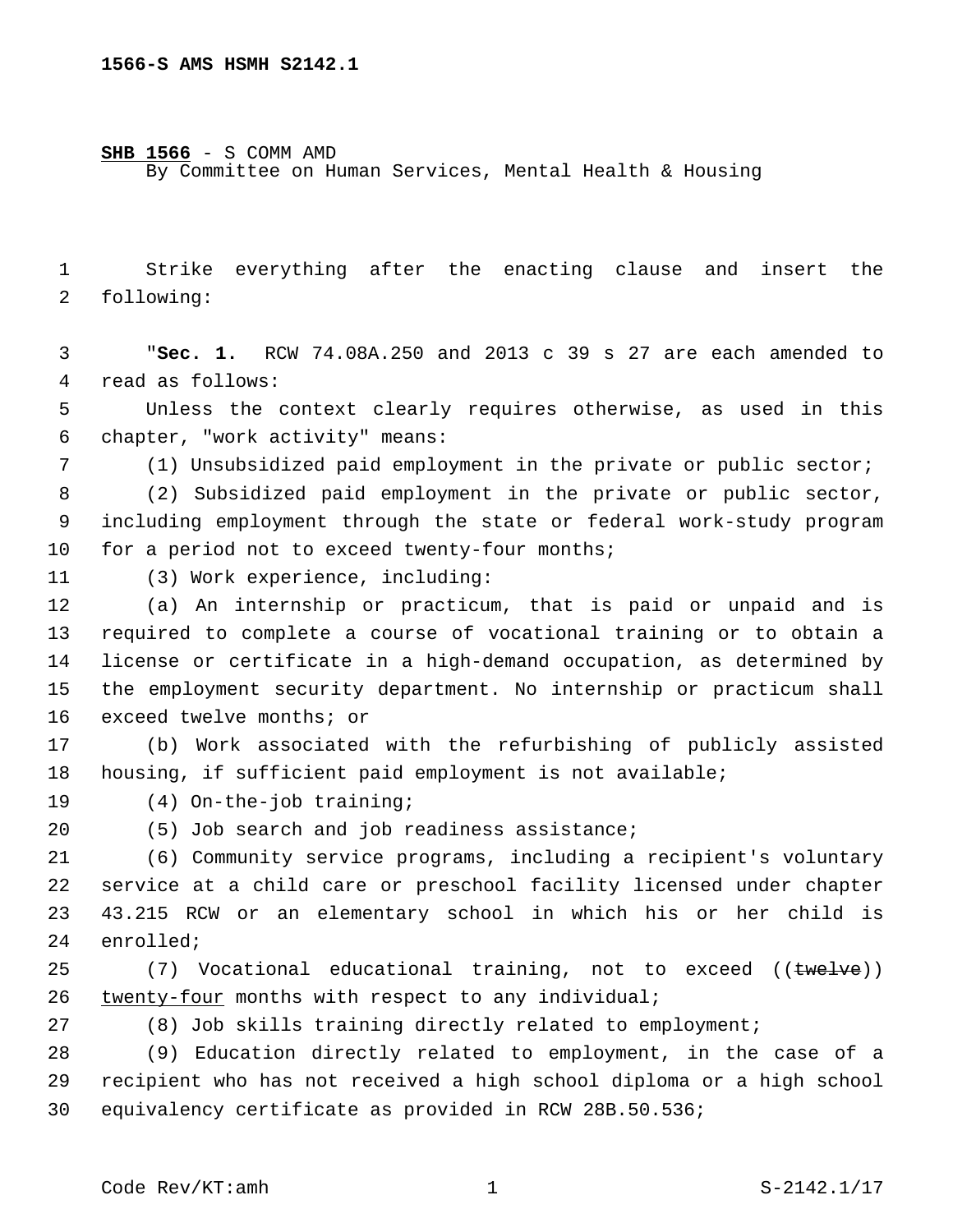1566-S AMS HSMH S2142.1

**SHB 1566** - S COMM AMD
By Committee on Human Services, Mental Health & Housing

Strike everything after the enacting clause and insert the following:

"**Sec. 1.** RCW 74.08A.250 and 2013 c 39 s 27 are each amended to read as follows:

Unless the context clearly requires otherwise, as used in this chapter, "work activity" means:

(1) Unsubsidized paid employment in the private or public sector;

(2) Subsidized paid employment in the private or public sector, including employment through the state or federal work-study program for a period not to exceed twenty-four months;

(3) Work experience, including:

(a) An internship or practicum, that is paid or unpaid and is required to complete a course of vocational training or to obtain a license or certificate in a high-demand occupation, as determined by the employment security department. No internship or practicum shall exceed twelve months; or

(b) Work associated with the refurbishing of publicly assisted housing, if sufficient paid employment is not available;

(4) On-the-job training;

(5) Job search and job readiness assistance;

(6) Community service programs, including a recipient's voluntary service at a child care or preschool facility licensed under chapter 43.215 RCW or an elementary school in which his or her child is enrolled;

(7) Vocational educational training, not to exceed ((~~twelve~~)) <u>twenty-four</u> months with respect to any individual;

(8) Job skills training directly related to employment;

(9) Education directly related to employment, in the case of a recipient who has not received a high school diploma or a high school equivalency certificate as provided in RCW 28B.50.536;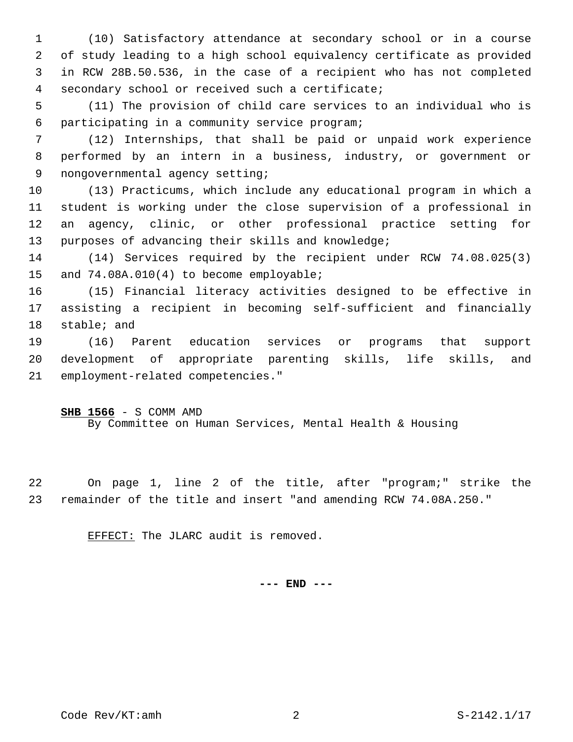(10) Satisfactory attendance at secondary school or in a course of study leading to a high school equivalency certificate as provided in RCW 28B.50.536, in the case of a recipient who has not completed secondary school or received such a certificate;

(11) The provision of child care services to an individual who is participating in a community service program;

(12) Internships, that shall be paid or unpaid work experience performed by an intern in a business, industry, or government or nongovernmental agency setting;

(13) Practicums, which include any educational program in which a student is working under the close supervision of a professional in an agency, clinic, or other professional practice setting for purposes of advancing their skills and knowledge;

(14) Services required by the recipient under RCW 74.08.025(3) and 74.08A.010(4) to become employable;

(15) Financial literacy activities designed to be effective in assisting a recipient in becoming self-sufficient and financially stable; and

(16) Parent education services or programs that support development of appropriate parenting skills, life skills, and employment-related competencies."

**SHB 1566** - S COMM AMD
By Committee on Human Services, Mental Health & Housing

On page 1, line 2 of the title, after "program;" strike the remainder of the title and insert "and amending RCW 74.08A.250."

EFFECT: The JLARC audit is removed.

**--- END ---**